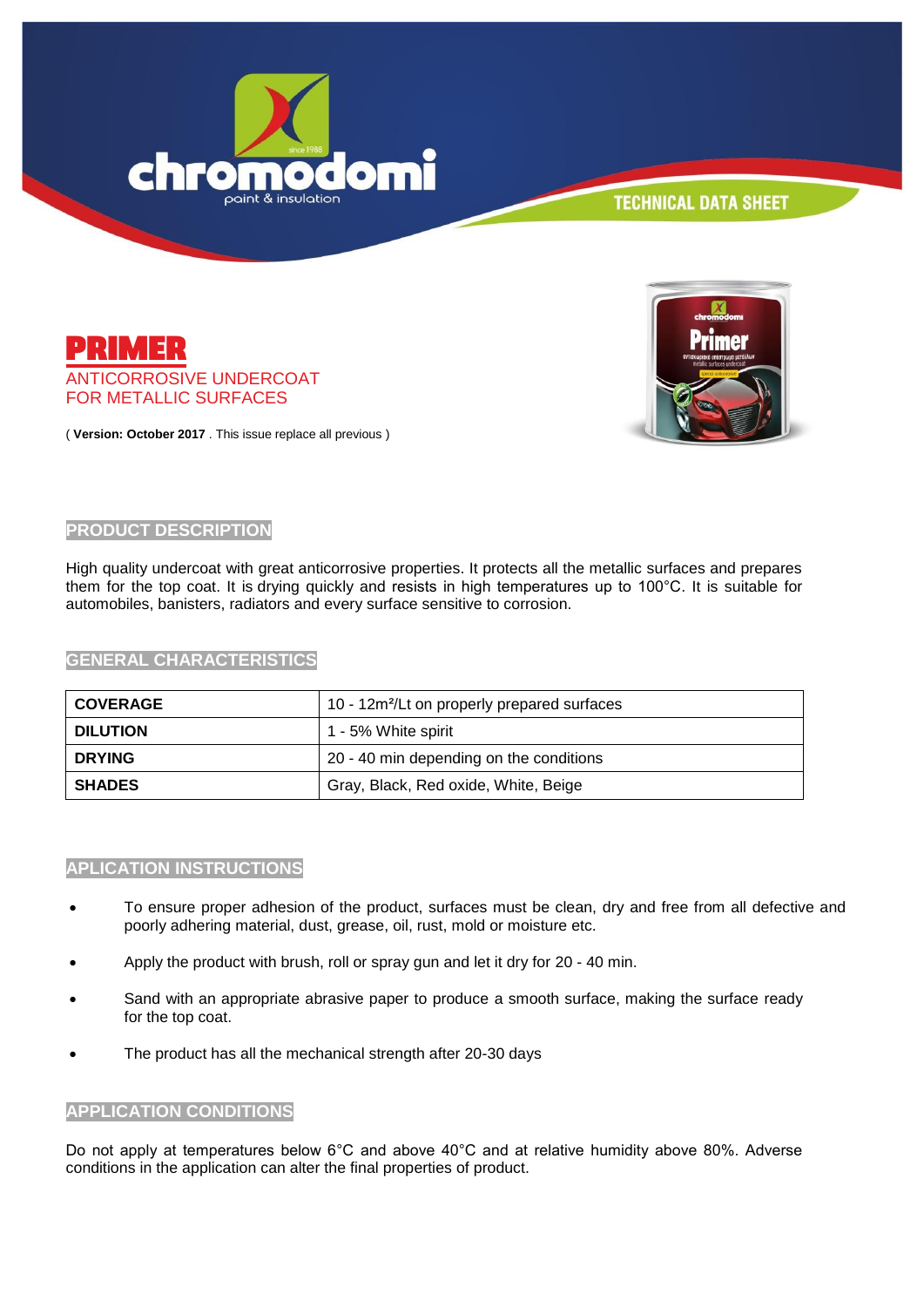chromodomi
paint & insulation

TECHNICAL DATA SHEET

# PRIMER

ANTICORROSIVE UNDERCOAT
FOR METALLIC SURFACES

( **Version: October 2017** . This issue replace all previous )

## PRODUCT DESCRIPTION

High quality undercoat with great anticorrosive properties. It protects all the metallic surfaces and prepares them for the top coat. It is drying quickly and resists in high temperatures up to 100°C. It is suitable for automobiles, banisters, radiators and every surface sensitive to corrosion.

## GENERAL CHARACTERISTICS

| | |
|---|---|
| **COVERAGE** | 10 - 12m²/Lt on properly prepared surfaces |
| **DILUTION** | 1 - 5% White spirit |
| **DRYING** | 20 - 40 min depending on the conditions |
| **SHADES** | Gray, Black, Red oxide, White, Beige |

## APLICATION INSTRUCTIONS

- To ensure proper adhesion of the product, surfaces must be clean, dry and free from all defective and poorly adhering material, dust, grease, oil, rust, mold or moisture etc.
- Apply the product with brush, roll or spray gun and let it dry for 20 - 40 min.
- Sand with an appropriate abrasive paper to produce a smooth surface, making the surface ready for the top coat.
- The product has all the mechanical strength after 20-30 days

## APPLICATION CONDITIONS

Do not apply at temperatures below 6°C and above 40°C and at relative humidity above 80%. Adverse conditions in the application can alter the final properties of product.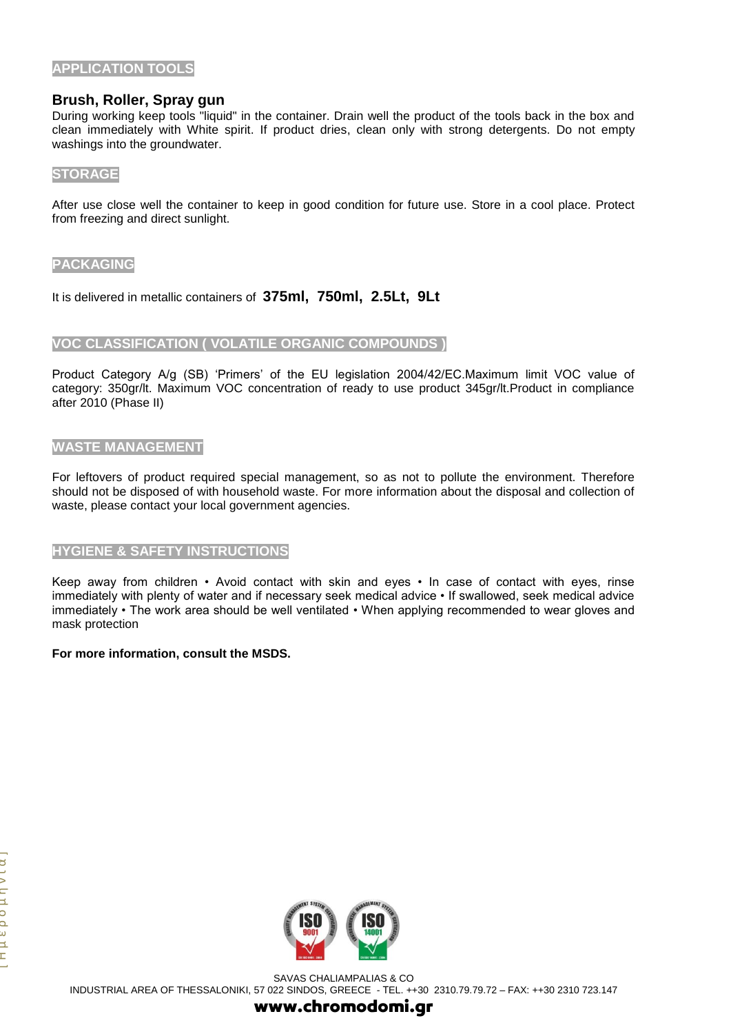## APPLICATION TOOLS

### Brush, Roller, Spray gun

During working keep tools "liquid" in the container. Drain well the product of the tools back in the box and clean immediately with White spirit. If product dries, clean only with strong detergents. Do not empty washings into the groundwater.

## STORAGE

After use close well the container to keep in good condition for future use. Store in a cool place. Protect from freezing and direct sunlight.

## PACKAGING

It is delivered in metallic containers of **375ml, 750ml, 2.5Lt, 9Lt**

## VOC CLASSIFICATION ( VOLATILE ORGANIC COMPOUNDS )

Product Category A/g (SB) 'Primers' of the EU legislation 2004/42/EC.Maximum limit VOC value of category: 350gr/lt. Maximum VOC concentration of ready to use product 345gr/lt.Product in compliance after 2010 (Phase II)

## WASTE MANAGEMENT

For leftovers of product required special management, so as not to pollute the environment. Therefore should not be disposed of with household waste. For more information about the disposal and collection of waste, please contact your local government agencies.

## HYGIENE & SAFETY INSTRUCTIONS

Keep away from children • Avoid contact with skin and eyes • In case of contact with eyes, rinse immediately with plenty of water and if necessary seek medical advice • If swallowed, seek medical advice immediately • The work area should be well ventilated • When applying recommended to wear gloves and mask protection

**For more information, consult the MSDS.**

SAVAS CHALIAMPALIAS & CO
INDUSTRIAL AREA OF THESSALONIKI, 57 022 SINDOS, GREECE - TEL. ++30 2310.79.79.72 – FAX: ++30 2310 723.147
**www.chromodomi.gr**